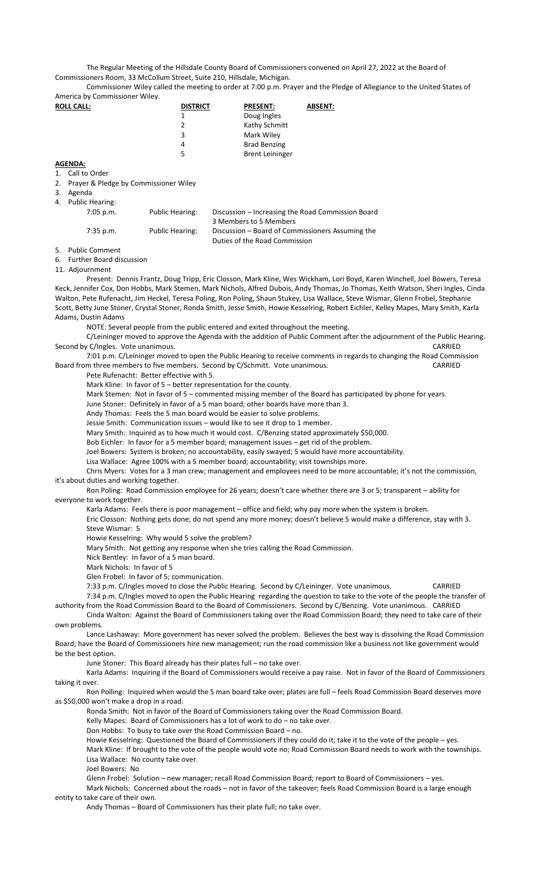The Regular Meeting of the Hillsdale County Board of Commissioners convened on April 27, 2022 at the Board of Commissioners Room, 33 McCollum Street, Suite 210, Hillsdale, Michigan.

Commissioner Wiley called the meeting to order at 7:00 p.m. Prayer and the Pledge of Allegiance to the United States of America by Commissioner Wiley.

| **ROLL CALL:** | **DISTRICT** | **PRESENT:** | **ABSENT:** |
|---|---|---|---|
| | 1 | Doug Ingles | |
| | 2 | Kathy Schmitt | |
| | 3 | Mark Wiley | |
| | 4 | Brad Benzing | |
| | 5 | Brent Leininger | |

**AGENDA:**

1. Call to Order
2. Prayer & Pledge by Commissioner Wiley
3. Agenda
4. Public Hearing:

| | | |
|---|---|---|
| 7:05 p.m. | Public Hearing: | Discussion – Increasing the Road Commission Board 3 Members to 5 Members |
| 7:35 p.m. | Public Hearing: | Discussion – Board of Commissioners Assuming the Duties of the Road Commission |

5. Public Comment
6. Further Board discussion
11. Adjournment

Present: Dennis Frantz, Doug Tripp, Eric Closson, Mark Kline, Wes Wickham, Lori Boyd, Karen Winchell, Joel Bowers, Teresa Keck, Jennifer Cox, Don Hobbs, Mark Stemen, Mark Nichols, Alfred Dubois, Andy Thomas, Jo Thomas, Keith Watson, Sheri Ingles, Cinda Walton, Pete Rufenacht, Jim Heckel, Teresa Poling, Ron Poling, Shaun Stukey, Lisa Wallace, Steve Wismar, Glenn Frobel, Stephanie Scott, Betty June Stoner, Crystal Stoner, Ronda Smith, Jesse Smith, Howie Kesselring, Robert Eichler, Kelley Mapes, Mary Smith, Karla Adams, Dustin Adams

NOTE: Several people from the public entered and exited throughout the meeting.

C/Leininger moved to approve the Agenda with the addition of Public Comment after the adjournment of the Public Hearing. Second by C/Ingles. Vote unanimous. CARRIED

7:01 p.m. C/Leininger moved to open the Public Hearing to receive comments in regards to changing the Road Commission Board from three members to five members. Second by C/Schmitt. Vote unanimous. CARRIED

Pete Rufenacht: Better effective with 5.

Mark Kline: In favor of 5 – better representation for the county.

Mark Stemen: Not in favor of 5 – commented missing member of the Board has participated by phone for years.

June Stoner: Definitely in favor of a 5 man board; other boards have more than 3.

Andy Thomas: Feels the 5 man board would be easier to solve problems.

Jessie Smith: Communication issues – would like to see it drop to 1 member.

Mary Smith: Inquired as to how much it would cost. C/Benzing stated approximately $50,000.

Bob Eichler: In favor for a 5 member board; management issues – get rid of the problem.

Joel Bowers: System is broken; no accountability, easily swayed; 5 would have more accountability.

Lisa Wallace: Agree 100% with a 5 member board; accountability; visit townships more.

Chris Myers: Votes for a 3 man crew; management and employees need to be more accountable; it's not the commission, it's about duties and working together.

Ron Poling: Road Commission employee for 26 years; doesn't care whether there are 3 or 5; transparent – ability for everyone to work together.

Karla Adams: Feels there is poor management – office and field; why pay more when the system is broken.

Eric Closson: Nothing gets done; do not spend any more money; doesn't believe 5 would make a difference, stay with 3.

Steve Wismar: 5

Howie Kesselring: Why would 5 solve the problem?

Mary Smith: Not getting any response when she tries calling the Road Commission.

Nick Bentley: In favor of a 5 man board.

Mark Nichols: In favor of 5

Glen Frobel: In favor of 5; communication.

7:33 p.m. C/Ingles moved to close the Public Hearing. Second by C/Leininger. Vote unanimous. CARRIED

7:34 p.m. C/Ingles moved to open the Public Hearing regarding the question to take to the vote of the people the transfer of authority from the Road Commission Board to the Board of Commissioners. Second by C/Benzing. Vote unanimous. CARRIED

Cinda Walton: Against the Board of Commissioners taking over the Road Commission Board; they need to take care of their own problems.

Lance Lashaway: More government has never solved the problem. Believes the best way is dissolving the Road Commission Board; have the Board of Commissioners hire new management; run the road commission like a business not like government would be the best option.

June Stoner: This Board already has their plates full – no take over.

Karla Adams: Inquiring if the Board of Commissioners would receive a pay raise. Not in favor of the Board of Commissioners taking it over.

Ron Polling: Inquired when would the 5 man board take over; plates are full – feels Road Commission Board deserves more as $50,000 won't make a drop in a road.

Ronda Smith: Not in favor of the Board of Commissioners taking over the Road Commission Board.

Kelly Mapes: Board of Commissioners has a lot of work to do – no take over.

Don Hobbs: To busy to take over the Road Commission Board – no.

Howie Kesselring: Questioned the Board of Commissioners if they could do it; take it to the vote of the people – yes.

Mark Kline: If brought to the vote of the people would vote no; Road Commission Board needs to work with the townships.

Lisa Wallace: No county take over.

Joel Bowers: No

Glenn Frobel: Solution – new manager; recall Road Commission Board; report to Board of Commissioners – yes.

Mark Nichols: Concerned about the roads – not in favor of the takeover; feels Road Commission Board is a large enough entity to take care of their own.

Andy Thomas – Board of Commissioners has their plate full; no take over.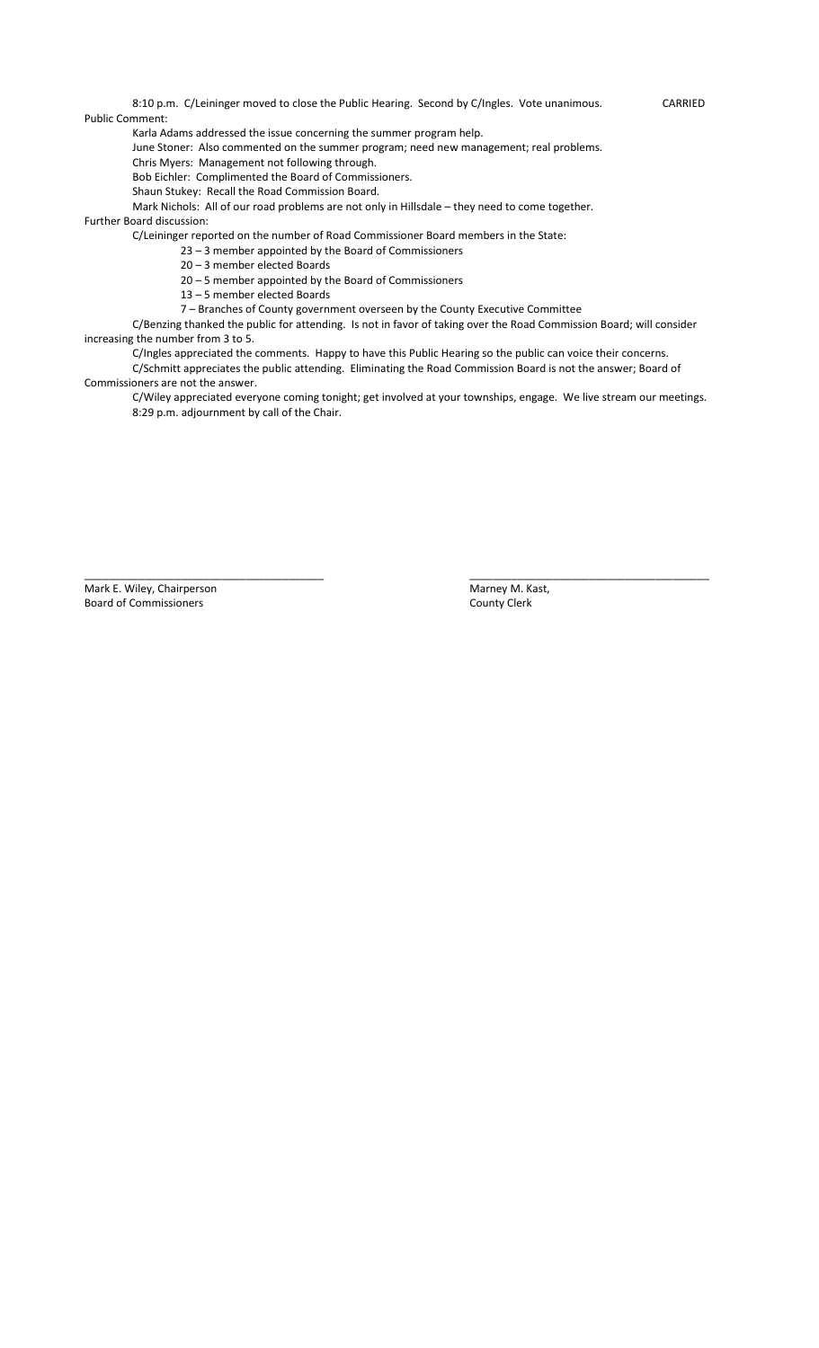8:10 p.m. C/Leininger moved to close the Public Hearing. Second by C/Ingles. Vote unanimous. CARRIED

Public Comment:

Karla Adams addressed the issue concerning the summer program help.

June Stoner: Also commented on the summer program; need new management; real problems.

Chris Myers: Management not following through.

Bob Eichler: Complimented the Board of Commissioners.

Shaun Stukey: Recall the Road Commission Board.

Mark Nichols: All of our road problems are not only in Hillsdale – they need to come together.

Further Board discussion:

C/Leininger reported on the number of Road Commissioner Board members in the State:

23 – 3 member appointed by the Board of Commissioners
20 – 3 member elected Boards
20 – 5 member appointed by the Board of Commissioners
13 – 5 member elected Boards
7 – Branches of County government overseen by the County Executive Committee

C/Benzing thanked the public for attending. Is not in favor of taking over the Road Commission Board; will consider increasing the number from 3 to 5.

C/Ingles appreciated the comments. Happy to have this Public Hearing so the public can voice their concerns.

C/Schmitt appreciates the public attending. Eliminating the Road Commission Board is not the answer; Board of Commissioners are not the answer.

C/Wiley appreciated everyone coming tonight; get involved at your townships, engage. We live stream our meetings.

8:29 p.m. adjournment by call of the Chair.

\_\_\_\_\_\_\_\_\_\_\_\_\_\_\_\_\_\_\_\_\_\_\_\_\_\_\_\_\_\_\_\_\_\_\_\_\_\_\_\_
Mark E. Wiley, Chairperson
Board of Commissioners

\_\_\_\_\_\_\_\_\_\_\_\_\_\_\_\_\_\_\_\_\_\_\_\_\_\_\_\_\_\_\_\_\_\_\_\_\_\_\_\_
Marney M. Kast,
County Clerk